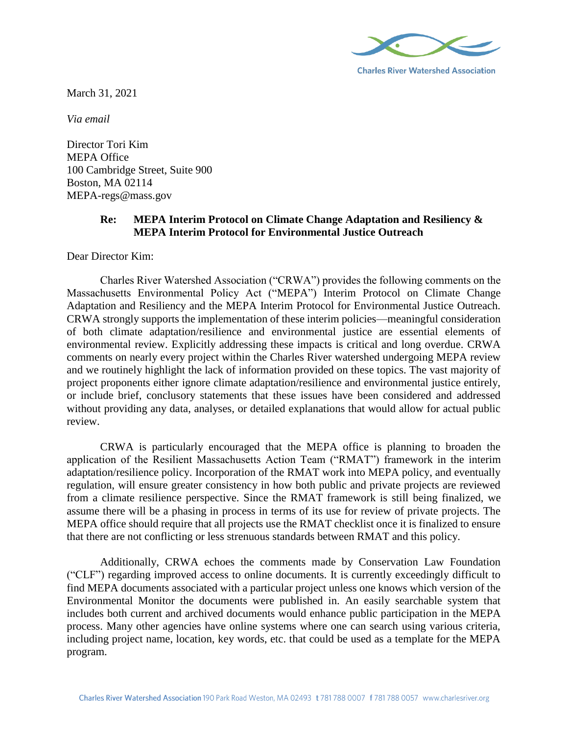Charles River Watershed Association

March 31, 2021

*Via email*

Director Tori Kim
MEPA Office
100 Cambridge Street, Suite 900
Boston, MA 02114
MEPA-regs@mass.gov

**Re: MEPA Interim Protocol on Climate Change Adaptation and Resiliency & MEPA Interim Protocol for Environmental Justice Outreach**

Dear Director Kim:

Charles River Watershed Association ("CRWA") provides the following comments on the Massachusetts Environmental Policy Act ("MEPA") Interim Protocol on Climate Change Adaptation and Resiliency and the MEPA Interim Protocol for Environmental Justice Outreach. CRWA strongly supports the implementation of these interim policies—meaningful consideration of both climate adaptation/resilience and environmental justice are essential elements of environmental review. Explicitly addressing these impacts is critical and long overdue. CRWA comments on nearly every project within the Charles River watershed undergoing MEPA review and we routinely highlight the lack of information provided on these topics. The vast majority of project proponents either ignore climate adaptation/resilience and environmental justice entirely, or include brief, conclusory statements that these issues have been considered and addressed without providing any data, analyses, or detailed explanations that would allow for actual public review.

CRWA is particularly encouraged that the MEPA office is planning to broaden the application of the Resilient Massachusetts Action Team ("RMAT") framework in the interim adaptation/resilience policy. Incorporation of the RMAT work into MEPA policy, and eventually regulation, will ensure greater consistency in how both public and private projects are reviewed from a climate resilience perspective. Since the RMAT framework is still being finalized, we assume there will be a phasing in process in terms of its use for review of private projects. The MEPA office should require that all projects use the RMAT checklist once it is finalized to ensure that there are not conflicting or less strenuous standards between RMAT and this policy.

Additionally, CRWA echoes the comments made by Conservation Law Foundation ("CLF") regarding improved access to online documents. It is currently exceedingly difficult to find MEPA documents associated with a particular project unless one knows which version of the Environmental Monitor the documents were published in. An easily searchable system that includes both current and archived documents would enhance public participation in the MEPA process. Many other agencies have online systems where one can search using various criteria, including project name, location, key words, etc. that could be used as a template for the MEPA program.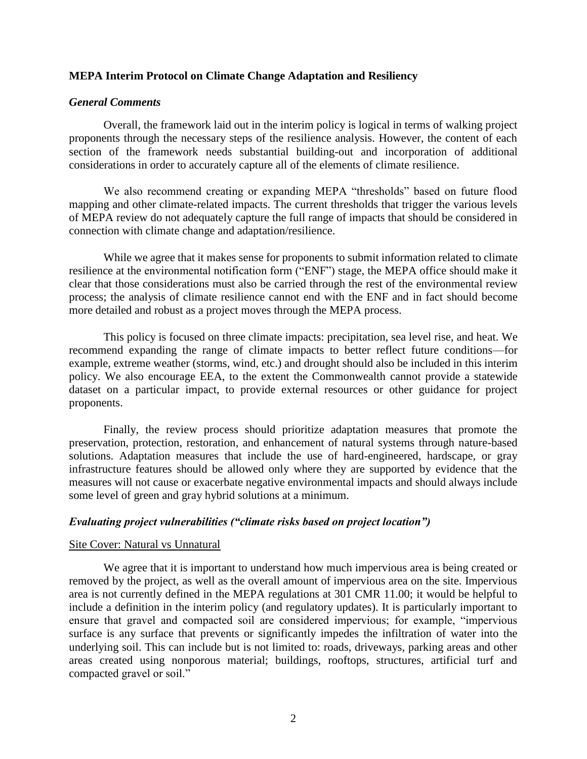**MEPA Interim Protocol on Climate Change Adaptation and Resiliency**

***General Comments***

Overall, the framework laid out in the interim policy is logical in terms of walking project proponents through the necessary steps of the resilience analysis. However, the content of each section of the framework needs substantial building-out and incorporation of additional considerations in order to accurately capture all of the elements of climate resilience.

We also recommend creating or expanding MEPA "thresholds" based on future flood mapping and other climate-related impacts. The current thresholds that trigger the various levels of MEPA review do not adequately capture the full range of impacts that should be considered in connection with climate change and adaptation/resilience.

While we agree that it makes sense for proponents to submit information related to climate resilience at the environmental notification form ("ENF") stage, the MEPA office should make it clear that those considerations must also be carried through the rest of the environmental review process; the analysis of climate resilience cannot end with the ENF and in fact should become more detailed and robust as a project moves through the MEPA process.

This policy is focused on three climate impacts: precipitation, sea level rise, and heat. We recommend expanding the range of climate impacts to better reflect future conditions—for example, extreme weather (storms, wind, etc.) and drought should also be included in this interim policy. We also encourage EEA, to the extent the Commonwealth cannot provide a statewide dataset on a particular impact, to provide external resources or other guidance for project proponents.

Finally, the review process should prioritize adaptation measures that promote the preservation, protection, restoration, and enhancement of natural systems through nature-based solutions. Adaptation measures that include the use of hard-engineered, hardscape, or gray infrastructure features should be allowed only where they are supported by evidence that the measures will not cause or exacerbate negative environmental impacts and should always include some level of green and gray hybrid solutions at a minimum.

***Evaluating project vulnerabilities ("climate risks based on project location")***

<u>Site Cover: Natural vs Unnatural</u>

We agree that it is important to understand how much impervious area is being created or removed by the project, as well as the overall amount of impervious area on the site. Impervious area is not currently defined in the MEPA regulations at 301 CMR 11.00; it would be helpful to include a definition in the interim policy (and regulatory updates). It is particularly important to ensure that gravel and compacted soil are considered impervious; for example, "impervious surface is any surface that prevents or significantly impedes the infiltration of water into the underlying soil. This can include but is not limited to: roads, driveways, parking areas and other areas created using nonporous material; buildings, rooftops, structures, artificial turf and compacted gravel or soil."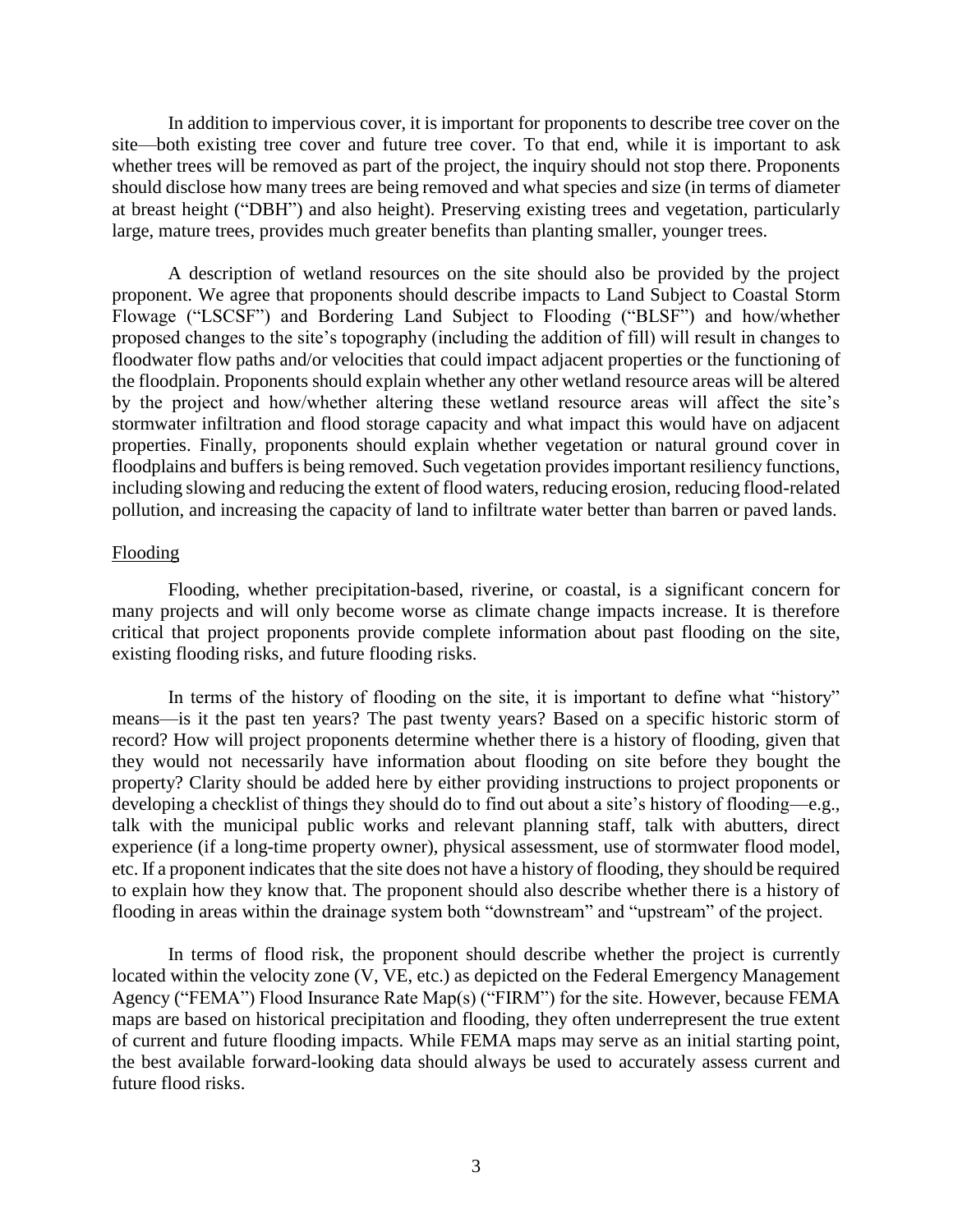In addition to impervious cover, it is important for proponents to describe tree cover on the site—both existing tree cover and future tree cover. To that end, while it is important to ask whether trees will be removed as part of the project, the inquiry should not stop there. Proponents should disclose how many trees are being removed and what species and size (in terms of diameter at breast height ("DBH") and also height). Preserving existing trees and vegetation, particularly large, mature trees, provides much greater benefits than planting smaller, younger trees.

A description of wetland resources on the site should also be provided by the project proponent. We agree that proponents should describe impacts to Land Subject to Coastal Storm Flowage ("LSCSF") and Bordering Land Subject to Flooding ("BLSF") and how/whether proposed changes to the site's topography (including the addition of fill) will result in changes to floodwater flow paths and/or velocities that could impact adjacent properties or the functioning of the floodplain. Proponents should explain whether any other wetland resource areas will be altered by the project and how/whether altering these wetland resource areas will affect the site's stormwater infiltration and flood storage capacity and what impact this would have on adjacent properties. Finally, proponents should explain whether vegetation or natural ground cover in floodplains and buffers is being removed. Such vegetation provides important resiliency functions, including slowing and reducing the extent of flood waters, reducing erosion, reducing flood-related pollution, and increasing the capacity of land to infiltrate water better than barren or paved lands.

<u>Flooding</u>

Flooding, whether precipitation-based, riverine, or coastal, is a significant concern for many projects and will only become worse as climate change impacts increase. It is therefore critical that project proponents provide complete information about past flooding on the site, existing flooding risks, and future flooding risks.

In terms of the history of flooding on the site, it is important to define what "history" means—is it the past ten years? The past twenty years? Based on a specific historic storm of record? How will project proponents determine whether there is a history of flooding, given that they would not necessarily have information about flooding on site before they bought the property? Clarity should be added here by either providing instructions to project proponents or developing a checklist of things they should do to find out about a site's history of flooding—e.g., talk with the municipal public works and relevant planning staff, talk with abutters, direct experience (if a long-time property owner), physical assessment, use of stormwater flood model, etc. If a proponent indicates that the site does not have a history of flooding, they should be required to explain how they know that. The proponent should also describe whether there is a history of flooding in areas within the drainage system both "downstream" and "upstream" of the project.

In terms of flood risk, the proponent should describe whether the project is currently located within the velocity zone (V, VE, etc.) as depicted on the Federal Emergency Management Agency ("FEMA") Flood Insurance Rate Map(s) ("FIRM") for the site. However, because FEMA maps are based on historical precipitation and flooding, they often underrepresent the true extent of current and future flooding impacts. While FEMA maps may serve as an initial starting point, the best available forward-looking data should always be used to accurately assess current and future flood risks.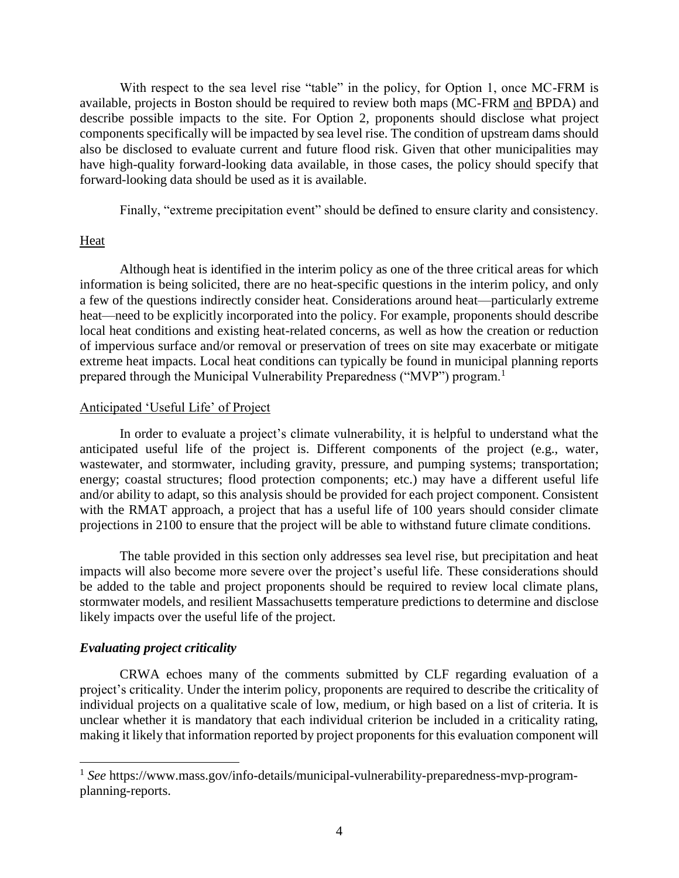With respect to the sea level rise "table" in the policy, for Option 1, once MC-FRM is available, projects in Boston should be required to review both maps (MC-FRM and BPDA) and describe possible impacts to the site. For Option 2, proponents should disclose what project components specifically will be impacted by sea level rise. The condition of upstream dams should also be disclosed to evaluate current and future flood risk. Given that other municipalities may have high-quality forward-looking data available, in those cases, the policy should specify that forward-looking data should be used as it is available.

Finally, "extreme precipitation event" should be defined to ensure clarity and consistency.

Heat

Although heat is identified in the interim policy as one of the three critical areas for which information is being solicited, there are no heat-specific questions in the interim policy, and only a few of the questions indirectly consider heat. Considerations around heat—particularly extreme heat—need to be explicitly incorporated into the policy. For example, proponents should describe local heat conditions and existing heat-related concerns, as well as how the creation or reduction of impervious surface and/or removal or preservation of trees on site may exacerbate or mitigate extreme heat impacts. Local heat conditions can typically be found in municipal planning reports prepared through the Municipal Vulnerability Preparedness ("MVP") program.[1]

Anticipated 'Useful Life' of Project

In order to evaluate a project's climate vulnerability, it is helpful to understand what the anticipated useful life of the project is. Different components of the project (e.g., water, wastewater, and stormwater, including gravity, pressure, and pumping systems; transportation; energy; coastal structures; flood protection components; etc.) may have a different useful life and/or ability to adapt, so this analysis should be provided for each project component. Consistent with the RMAT approach, a project that has a useful life of 100 years should consider climate projections in 2100 to ensure that the project will be able to withstand future climate conditions.

The table provided in this section only addresses sea level rise, but precipitation and heat impacts will also become more severe over the project's useful life. These considerations should be added to the table and project proponents should be required to review local climate plans, stormwater models, and resilient Massachusetts temperature predictions to determine and disclose likely impacts over the useful life of the project.

***Evaluating project criticality***

CRWA echoes many of the comments submitted by CLF regarding evaluation of a project's criticality. Under the interim policy, proponents are required to describe the criticality of individual projects on a qualitative scale of low, medium, or high based on a list of criteria. It is unclear whether it is mandatory that each individual criterion be included in a criticality rating, making it likely that information reported by project proponents for this evaluation component will

---

[1] *See* https://www.mass.gov/info-details/municipal-vulnerability-preparedness-mvp-program-planning-reports.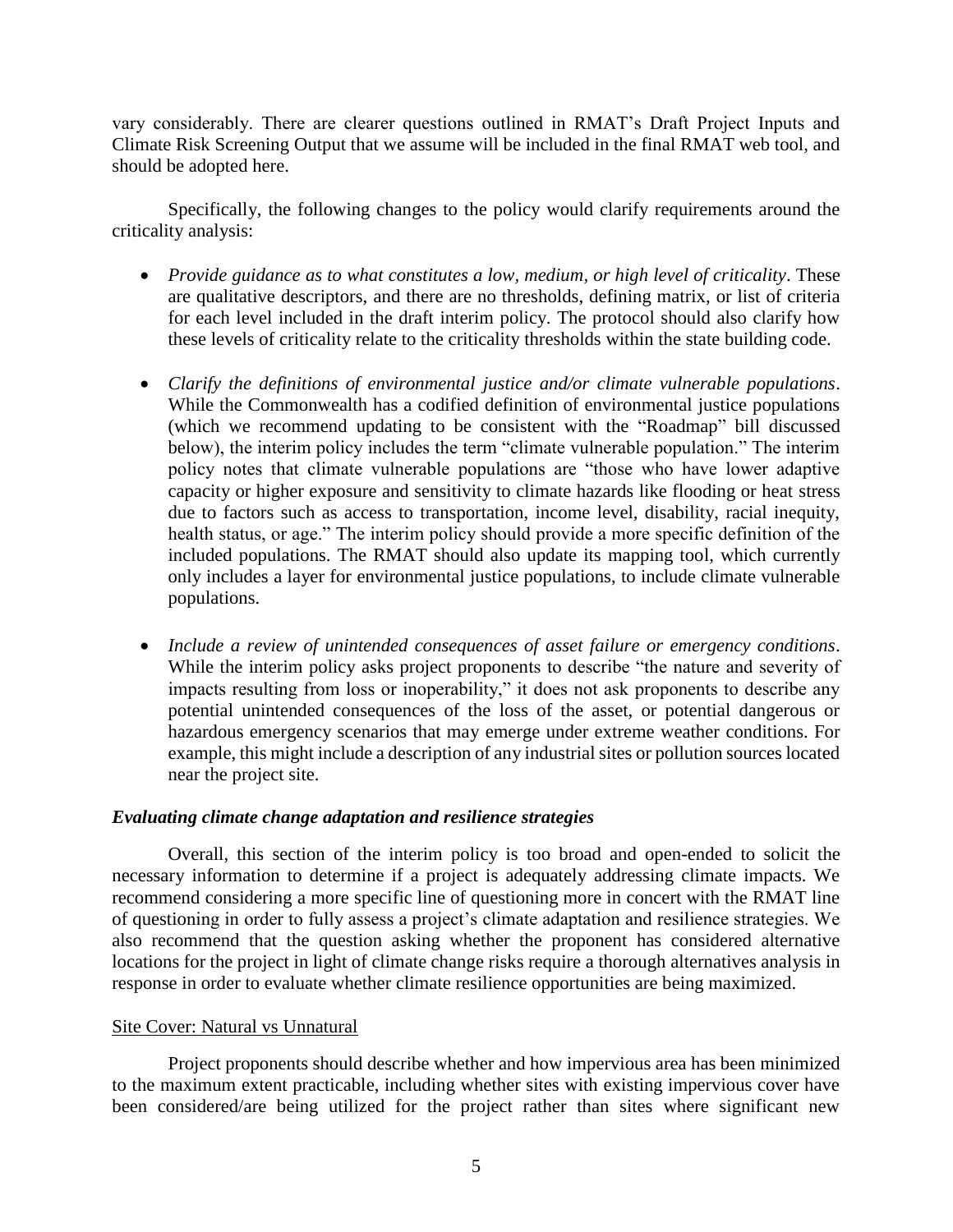vary considerably. There are clearer questions outlined in RMAT's Draft Project Inputs and Climate Risk Screening Output that we assume will be included in the final RMAT web tool, and should be adopted here.

Specifically, the following changes to the policy would clarify requirements around the criticality analysis:

- *Provide guidance as to what constitutes a low, medium, or high level of criticality*. These are qualitative descriptors, and there are no thresholds, defining matrix, or list of criteria for each level included in the draft interim policy. The protocol should also clarify how these levels of criticality relate to the criticality thresholds within the state building code.

- *Clarify the definitions of environmental justice and/or climate vulnerable populations*. While the Commonwealth has a codified definition of environmental justice populations (which we recommend updating to be consistent with the "Roadmap" bill discussed below), the interim policy includes the term "climate vulnerable population." The interim policy notes that climate vulnerable populations are "those who have lower adaptive capacity or higher exposure and sensitivity to climate hazards like flooding or heat stress due to factors such as access to transportation, income level, disability, racial inequity, health status, or age." The interim policy should provide a more specific definition of the included populations. The RMAT should also update its mapping tool, which currently only includes a layer for environmental justice populations, to include climate vulnerable populations.

- *Include a review of unintended consequences of asset failure or emergency conditions*. While the interim policy asks project proponents to describe "the nature and severity of impacts resulting from loss or inoperability," it does not ask proponents to describe any potential unintended consequences of the loss of the asset, or potential dangerous or hazardous emergency scenarios that may emerge under extreme weather conditions. For example, this might include a description of any industrial sites or pollution sources located near the project site.

### *Evaluating climate change adaptation and resilience strategies*

Overall, this section of the interim policy is too broad and open-ended to solicit the necessary information to determine if a project is adequately addressing climate impacts. We recommend considering a more specific line of questioning more in concert with the RMAT line of questioning in order to fully assess a project's climate adaptation and resilience strategies. We also recommend that the question asking whether the proponent has considered alternative locations for the project in light of climate change risks require a thorough alternatives analysis in response in order to evaluate whether climate resilience opportunities are being maximized.

#### Site Cover: Natural vs Unnatural

Project proponents should describe whether and how impervious area has been minimized to the maximum extent practicable, including whether sites with existing impervious cover have been considered/are being utilized for the project rather than sites where significant new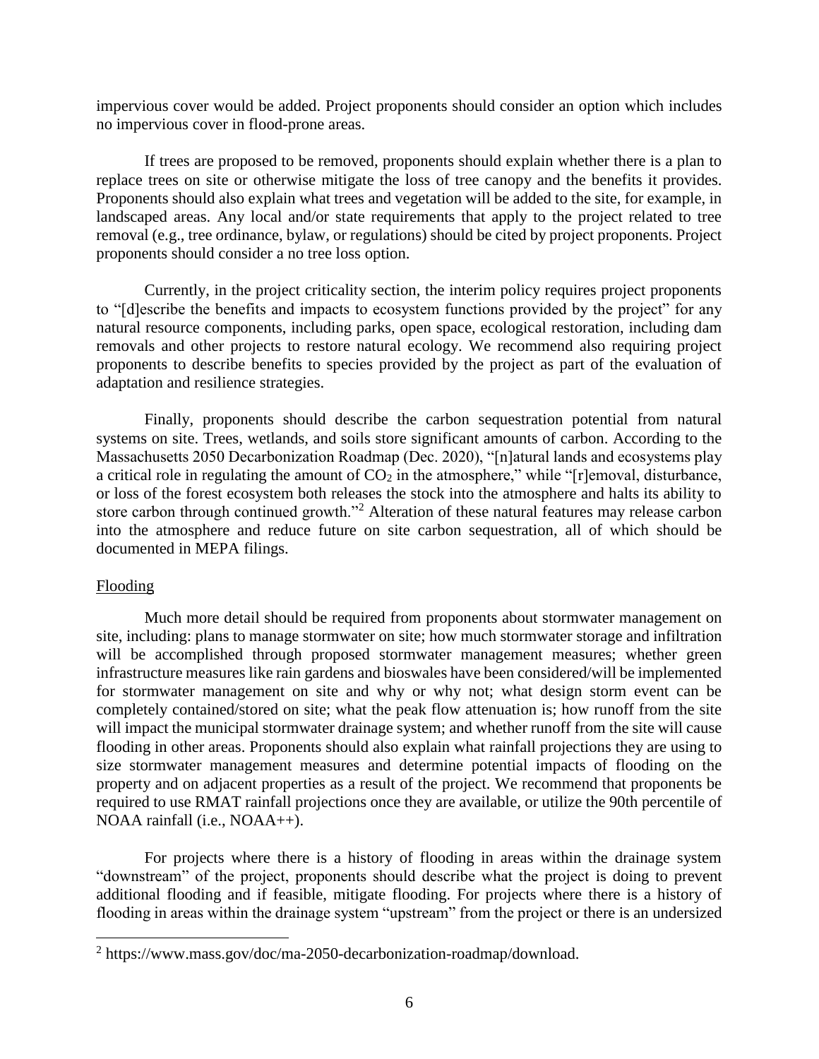impervious cover would be added. Project proponents should consider an option which includes no impervious cover in flood-prone areas.

If trees are proposed to be removed, proponents should explain whether there is a plan to replace trees on site or otherwise mitigate the loss of tree canopy and the benefits it provides. Proponents should also explain what trees and vegetation will be added to the site, for example, in landscaped areas. Any local and/or state requirements that apply to the project related to tree removal (e.g., tree ordinance, bylaw, or regulations) should be cited by project proponents. Project proponents should consider a no tree loss option.

Currently, in the project criticality section, the interim policy requires project proponents to "[d]escribe the benefits and impacts to ecosystem functions provided by the project" for any natural resource components, including parks, open space, ecological restoration, including dam removals and other projects to restore natural ecology. We recommend also requiring project proponents to describe benefits to species provided by the project as part of the evaluation of adaptation and resilience strategies.

Finally, proponents should describe the carbon sequestration potential from natural systems on site. Trees, wetlands, and soils store significant amounts of carbon. According to the Massachusetts 2050 Decarbonization Roadmap (Dec. 2020), "[n]atural lands and ecosystems play a critical role in regulating the amount of $CO_2$ in the atmosphere," while "[r]emoval, disturbance, or loss of the forest ecosystem both releases the stock into the atmosphere and halts its ability to store carbon through continued growth."[2] Alteration of these natural features may release carbon into the atmosphere and reduce future on site carbon sequestration, all of which should be documented in MEPA filings.

<u>Flooding</u>

Much more detail should be required from proponents about stormwater management on site, including: plans to manage stormwater on site; how much stormwater storage and infiltration will be accomplished through proposed stormwater management measures; whether green infrastructure measures like rain gardens and bioswales have been considered/will be implemented for stormwater management on site and why or why not; what design storm event can be completely contained/stored on site; what the peak flow attenuation is; how runoff from the site will impact the municipal stormwater drainage system; and whether runoff from the site will cause flooding in other areas. Proponents should also explain what rainfall projections they are using to size stormwater management measures and determine potential impacts of flooding on the property and on adjacent properties as a result of the project. We recommend that proponents be required to use RMAT rainfall projections once they are available, or utilize the 90th percentile of NOAA rainfall (i.e., NOAA++).

For projects where there is a history of flooding in areas within the drainage system "downstream" of the project, proponents should describe what the project is doing to prevent additional flooding and if feasible, mitigate flooding. For projects where there is a history of flooding in areas within the drainage system "upstream" from the project or there is an undersized

[2] https://www.mass.gov/doc/ma-2050-decarbonization-roadmap/download.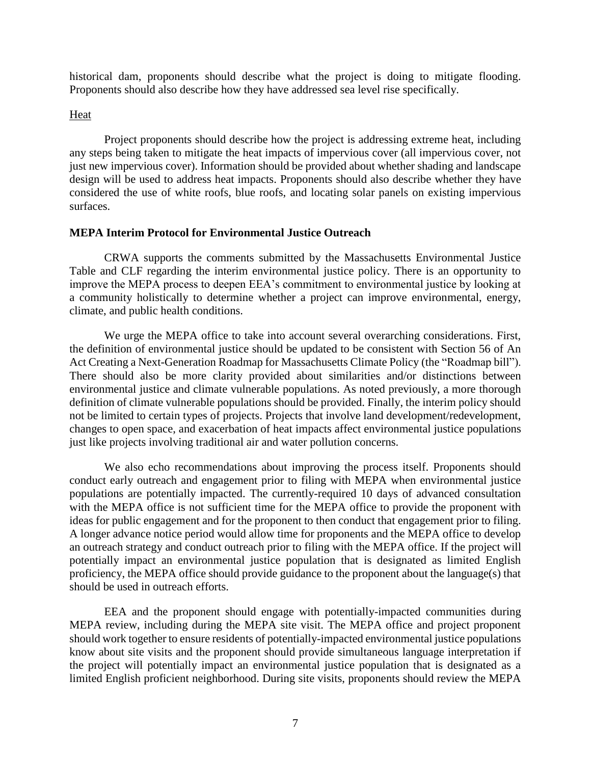historical dam, proponents should describe what the project is doing to mitigate flooding. Proponents should also describe how they have addressed sea level rise specifically.

Heat

Project proponents should describe how the project is addressing extreme heat, including any steps being taken to mitigate the heat impacts of impervious cover (all impervious cover, not just new impervious cover). Information should be provided about whether shading and landscape design will be used to address heat impacts. Proponents should also describe whether they have considered the use of white roofs, blue roofs, and locating solar panels on existing impervious surfaces.

**MEPA Interim Protocol for Environmental Justice Outreach**

CRWA supports the comments submitted by the Massachusetts Environmental Justice Table and CLF regarding the interim environmental justice policy. There is an opportunity to improve the MEPA process to deepen EEA's commitment to environmental justice by looking at a community holistically to determine whether a project can improve environmental, energy, climate, and public health conditions.

We urge the MEPA office to take into account several overarching considerations. First, the definition of environmental justice should be updated to be consistent with Section 56 of An Act Creating a Next-Generation Roadmap for Massachusetts Climate Policy (the "Roadmap bill"). There should also be more clarity provided about similarities and/or distinctions between environmental justice and climate vulnerable populations. As noted previously, a more thorough definition of climate vulnerable populations should be provided. Finally, the interim policy should not be limited to certain types of projects. Projects that involve land development/redevelopment, changes to open space, and exacerbation of heat impacts affect environmental justice populations just like projects involving traditional air and water pollution concerns.

We also echo recommendations about improving the process itself. Proponents should conduct early outreach and engagement prior to filing with MEPA when environmental justice populations are potentially impacted. The currently-required 10 days of advanced consultation with the MEPA office is not sufficient time for the MEPA office to provide the proponent with ideas for public engagement and for the proponent to then conduct that engagement prior to filing. A longer advance notice period would allow time for proponents and the MEPA office to develop an outreach strategy and conduct outreach prior to filing with the MEPA office. If the project will potentially impact an environmental justice population that is designated as limited English proficiency, the MEPA office should provide guidance to the proponent about the language(s) that should be used in outreach efforts.

EEA and the proponent should engage with potentially-impacted communities during MEPA review, including during the MEPA site visit. The MEPA office and project proponent should work together to ensure residents of potentially-impacted environmental justice populations know about site visits and the proponent should provide simultaneous language interpretation if the project will potentially impact an environmental justice population that is designated as a limited English proficient neighborhood. During site visits, proponents should review the MEPA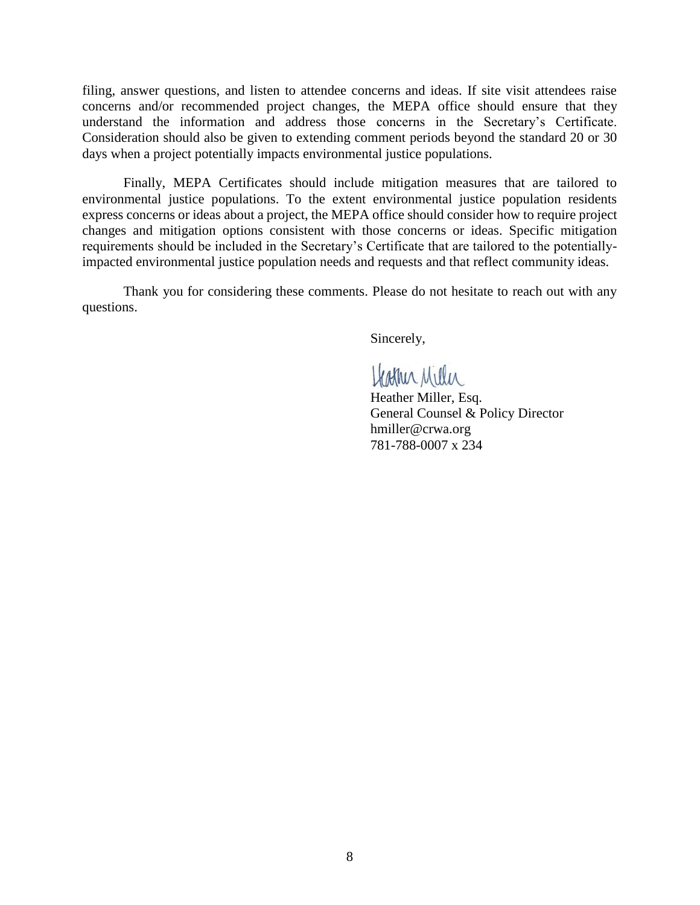filing, answer questions, and listen to attendee concerns and ideas. If site visit attendees raise concerns and/or recommended project changes, the MEPA office should ensure that they understand the information and address those concerns in the Secretary's Certificate. Consideration should also be given to extending comment periods beyond the standard 20 or 30 days when a project potentially impacts environmental justice populations.

Finally, MEPA Certificates should include mitigation measures that are tailored to environmental justice populations. To the extent environmental justice population residents express concerns or ideas about a project, the MEPA office should consider how to require project changes and mitigation options consistent with those concerns or ideas. Specific mitigation requirements should be included in the Secretary's Certificate that are tailored to the potentially-impacted environmental justice population needs and requests and that reflect community ideas.

Thank you for considering these comments. Please do not hesitate to reach out with any questions.

Sincerely,

Heather Miller

Heather Miller, Esq.
General Counsel & Policy Director
hmiller@crwa.org
781-788-0007 x 234